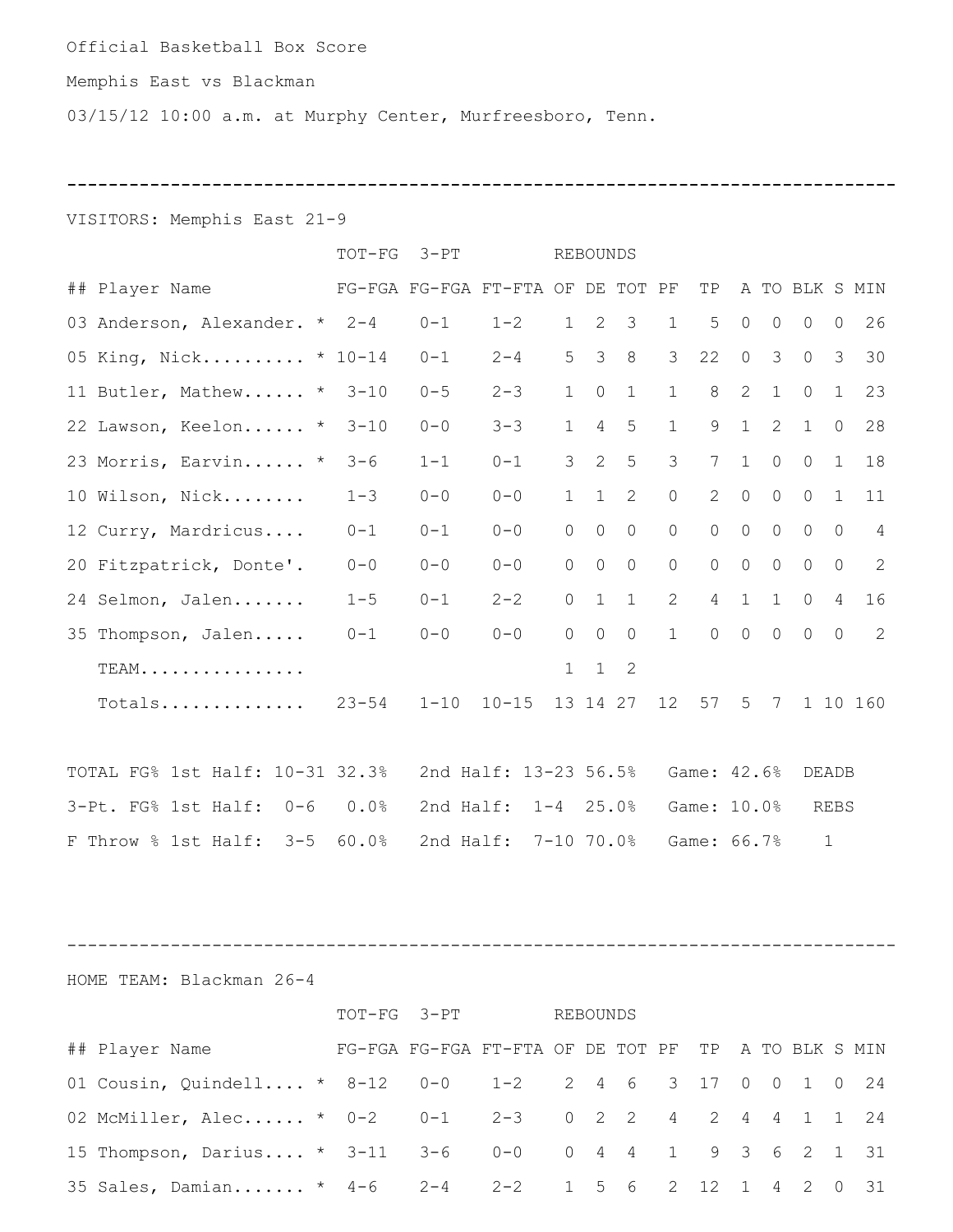Official Basketball Box Score

Memphis East vs Blackman

03/15/12 10:00 a.m. at Murphy Center, Murfreesboro, Tenn.

---

VISITORS: Memphis East 21-9

| ## | Player Name | | TOT-FG FG-FGA | 3-PT FG-FGA | FT-FTA | REBOUNDS OF | DE | TOT | PF | TP | A | TO | BLK | S | MIN |
|---|---|---|---|---|---|---|---|---|---|---|---|---|---|---|---|
| 03 | Anderson, Alexander. | * | 2-4 | 0-1 | 1-2 | 1 | 2 | 3 | 1 | 5 | 0 | 0 | 0 | 0 | 26 |
| 05 | King, Nick.......... | * | 10-14 | 0-1 | 2-4 | 5 | 3 | 8 | 3 | 22 | 0 | 3 | 0 | 3 | 30 |
| 11 | Butler, Mathew...... | * | 3-10 | 0-5 | 2-3 | 1 | 0 | 1 | 1 | 8 | 2 | 1 | 0 | 1 | 23 |
| 22 | Lawson, Keelon...... | * | 3-10 | 0-0 | 3-3 | 1 | 4 | 5 | 1 | 9 | 1 | 2 | 1 | 0 | 28 |
| 23 | Morris, Earvin...... | * | 3-6 | 1-1 | 0-1 | 3 | 2 | 5 | 3 | 7 | 1 | 0 | 0 | 1 | 18 |
| 10 | Wilson, Nick........ | | 1-3 | 0-0 | 0-0 | 1 | 1 | 2 | 0 | 2 | 0 | 0 | 0 | 1 | 11 |
| 12 | Curry, Mardricus.... | | 0-1 | 0-1 | 0-0 | 0 | 0 | 0 | 0 | 0 | 0 | 0 | 0 | 0 | 4 |
| 20 | Fitzpatrick, Donte'. | | 0-0 | 0-0 | 0-0 | 0 | 0 | 0 | 0 | 0 | 0 | 0 | 0 | 0 | 2 |
| 24 | Selmon, Jalen....... | | 1-5 | 0-1 | 2-2 | 0 | 1 | 1 | 2 | 4 | 1 | 1 | 0 | 4 | 16 |
| 35 | Thompson, Jalen..... | | 0-1 | 0-0 | 0-0 | 0 | 0 | 0 | 1 | 0 | 0 | 0 | 0 | 0 | 2 |
| | TEAM................ | | | | | 1 | 1 | 2 | | | | | | | |
| | Totals.............. | | 23-54 | 1-10 | 10-15 | 13 | 14 | 27 | 12 | 57 | 5 | 7 | 1 | 10 | 160 |

TOTAL FG% 1st Half: 10-31 32.3%   2nd Half: 13-23 56.5%   Game: 42.6%   DEADB
3-Pt. FG% 1st Half: 0-6 0.0%   2nd Half: 1-4 25.0%   Game: 10.0%   REBS
F Throw % 1st Half: 3-5 60.0%   2nd Half: 7-10 70.0%   Game: 66.7%   1

---

HOME TEAM: Blackman 26-4

| ## | Player Name | | TOT-FG FG-FGA | 3-PT FG-FGA | FT-FTA | REBOUNDS OF | DE | TOT | PF | TP | A | TO | BLK | S | MIN |
|---|---|---|---|---|---|---|---|---|---|---|---|---|---|---|---|
| 01 | Cousin, Quindell.... | * | 8-12 | 0-0 | 1-2 | 2 | 4 | 6 | 3 | 17 | 0 | 0 | 1 | 0 | 24 |
| 02 | McMiller, Alec...... | * | 0-2 | 0-1 | 2-3 | 0 | 2 | 2 | 4 | 2 | 4 | 4 | 1 | 1 | 24 |
| 15 | Thompson, Darius.... | * | 3-11 | 3-6 | 0-0 | 0 | 4 | 4 | 1 | 9 | 3 | 6 | 2 | 1 | 31 |
| 35 | Sales, Damian....... | * | 4-6 | 2-4 | 2-2 | 1 | 5 | 6 | 2 | 12 | 1 | 4 | 2 | 0 | 31 |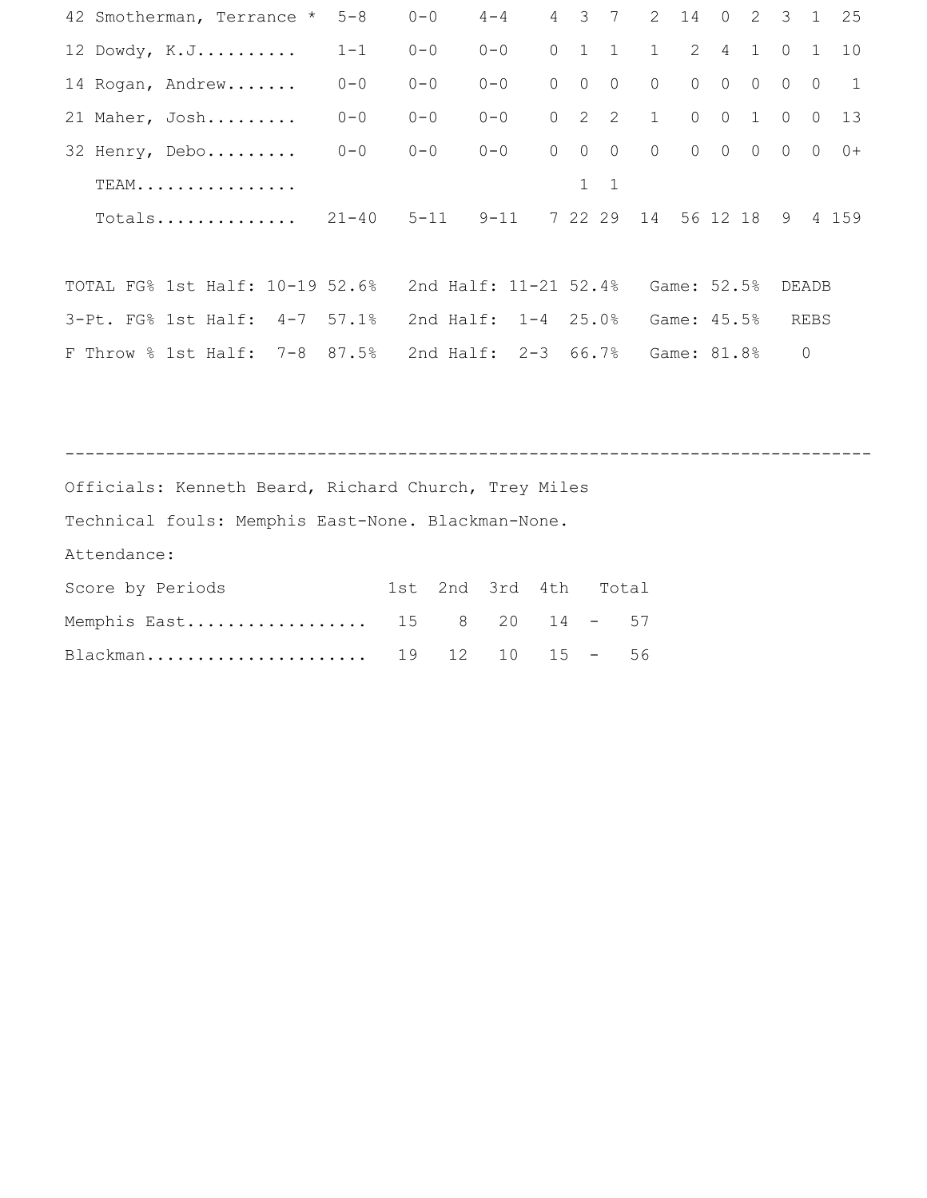| | | | | | | | | | | | | | |
|---|---|---|---|---|---|---|---|---|---|---|---|---|---|
| 42 Smotherman, Terrance * | 5-8 | 0-0 | 4-4 | 4 | 3 | 7 | 2 | 14 | 0 | 2 | 3 | 1 | 25 |
| 12 Dowdy, K.J.......... | 1-1 | 0-0 | 0-0 | 0 | 1 | 1 | 1 | 2 | 4 | 1 | 0 | 1 | 10 |
| 14 Rogan, Andrew....... | 0-0 | 0-0 | 0-0 | 0 | 0 | 0 | 0 | 0 | 0 | 0 | 0 | 0 | 1 |
| 21 Maher, Josh......... | 0-0 | 0-0 | 0-0 | 0 | 2 | 2 | 1 | 0 | 0 | 1 | 0 | 0 | 13 |
| 32 Henry, Debo......... | 0-0 | 0-0 | 0-0 | 0 | 0 | 0 | 0 | 0 | 0 | 0 | 0 | 0 | 0+ |
| TEAM................ | | | | | 1 | 1 | | | | | | | |
| Totals.............. | 21-40 | 5-11 | 9-11 | 7 | 22 | 29 | 14 | 56 | 12 | 18 | 9 | 4 | 159 |

```
TOTAL FG% 1st Half: 10-19 52.6%   2nd Half: 11-21 52.4%   Game: 52.5%  DEADB
3-Pt. FG% 1st Half:  4-7  57.1%   2nd Half:  1-4  25.0%   Game: 45.5%   REBS
F Throw % 1st Half:  7-8  87.5%   2nd Half:  2-3  66.7%   Game: 81.8%    0
```

---

Officials: Kenneth Beard, Richard Church, Trey Miles

Technical fouls: Memphis East-None. Blackman-None.

Attendance:

| Score by Periods | 1st | 2nd | 3rd | 4th | | Total |
|---|---|---|---|---|---|---|
| Memphis East.................. | 15 | 8 | 20 | 14 | - | 57 |
| Blackman...................... | 19 | 12 | 10 | 15 | - | 56 |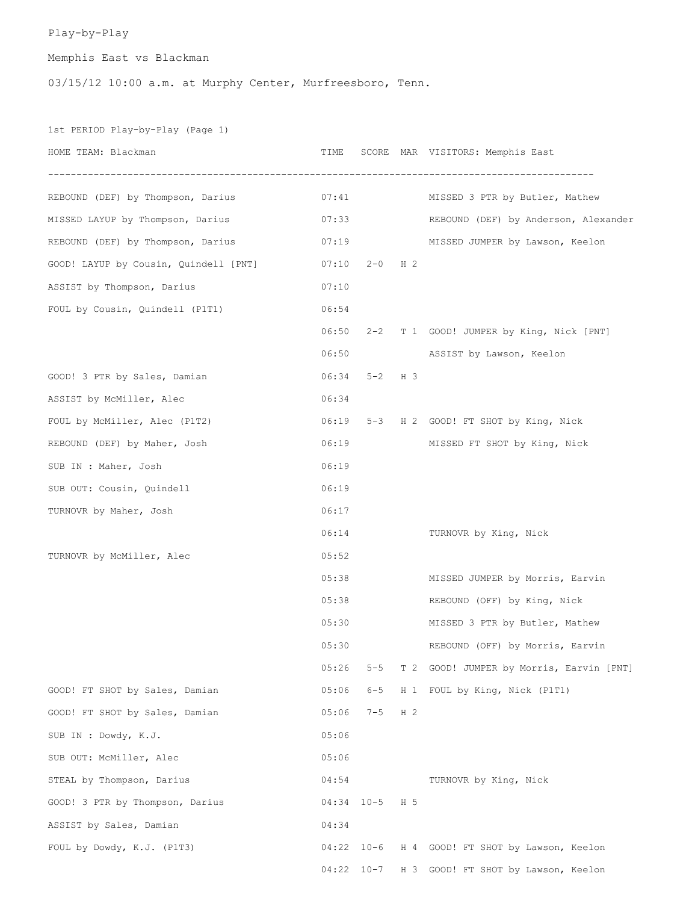Play-by-Play

Memphis East vs Blackman

03/15/12 10:00 a.m. at Murphy Center, Murfreesboro, Tenn.

1st PERIOD Play-by-Play (Page 1)

| HOME TEAM: Blackman | TIME | SCORE | MAR | VISITORS: Memphis East |
|---|---|---|---|---|
| REBOUND (DEF) by Thompson, Darius | 07:41 | | | MISSED 3 PTR by Butler, Mathew |
| MISSED LAYUP by Thompson, Darius | 07:33 | | | REBOUND (DEF) by Anderson, Alexander |
| REBOUND (DEF) by Thompson, Darius | 07:19 | | | MISSED JUMPER by Lawson, Keelon |
| GOOD! LAYUP by Cousin, Quindell [PNT] | 07:10 | 2-0 | H 2 | |
| ASSIST by Thompson, Darius | 07:10 | | | |
| FOUL by Cousin, Quindell (P1T1) | 06:54 | | | |
| | 06:50 | 2-2 | T 1 | GOOD! JUMPER by King, Nick [PNT] |
| | 06:50 | | | ASSIST by Lawson, Keelon |
| GOOD! 3 PTR by Sales, Damian | 06:34 | 5-2 | H 3 | |
| ASSIST by McMiller, Alec | 06:34 | | | |
| FOUL by McMiller, Alec (P1T2) | 06:19 | 5-3 | H 2 | GOOD! FT SHOT by King, Nick |
| REBOUND (DEF) by Maher, Josh | 06:19 | | | MISSED FT SHOT by King, Nick |
| SUB IN : Maher, Josh | 06:19 | | | |
| SUB OUT: Cousin, Quindell | 06:19 | | | |
| TURNOVR by Maher, Josh | 06:17 | | | |
| | 06:14 | | | TURNOVR by King, Nick |
| TURNOVR by McMiller, Alec | 05:52 | | | |
| | 05:38 | | | MISSED JUMPER by Morris, Earvin |
| | 05:38 | | | REBOUND (OFF) by King, Nick |
| | 05:30 | | | MISSED 3 PTR by Butler, Mathew |
| | 05:30 | | | REBOUND (OFF) by Morris, Earvin |
| | 05:26 | 5-5 | T 2 | GOOD! JUMPER by Morris, Earvin [PNT] |
| GOOD! FT SHOT by Sales, Damian | 05:06 | 6-5 | H 1 | FOUL by King, Nick (P1T1) |
| GOOD! FT SHOT by Sales, Damian | 05:06 | 7-5 | H 2 | |
| SUB IN : Dowdy, K.J. | 05:06 | | | |
| SUB OUT: McMiller, Alec | 05:06 | | | |
| STEAL by Thompson, Darius | 04:54 | | | TURNOVR by King, Nick |
| GOOD! 3 PTR by Thompson, Darius | 04:34 | 10-5 | H 5 | |
| ASSIST by Sales, Damian | 04:34 | | | |
| FOUL by Dowdy, K.J. (P1T3) | 04:22 | 10-6 | H 4 | GOOD! FT SHOT by Lawson, Keelon |
| | 04:22 | 10-7 | H 3 | GOOD! FT SHOT by Lawson, Keelon |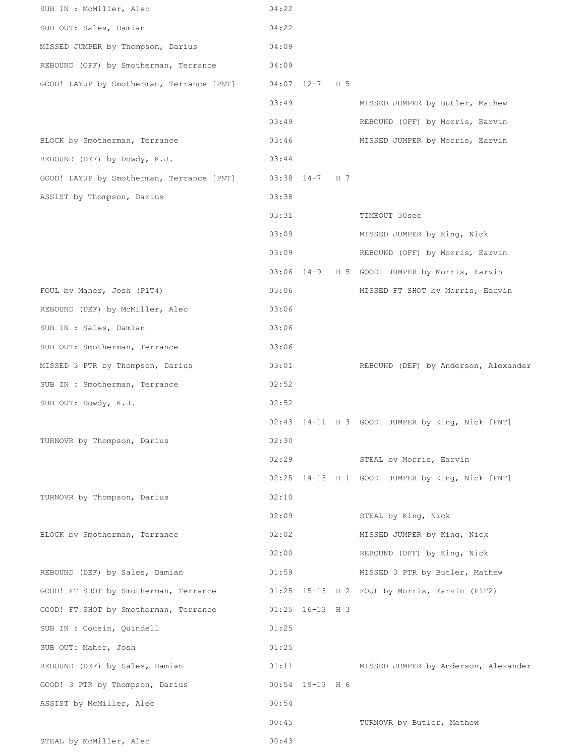| Home | Time | Score | Margin | Visitor |
|---|---|---|---|---|
| SUB IN : McMiller, Alec | 04:22 | | | |
| SUB OUT: Sales, Damian | 04:22 | | | |
| MISSED JUMPER by Thompson, Darius | 04:09 | | | |
| REBOUND (OFF) by Smotherman, Terrance | 04:09 | | | |
| GOOD! LAYUP by Smotherman, Terrance [PNT] | 04:07 | 12-7 | H 5 | |
| | 03:49 | | | MISSED JUMPER by Butler, Mathew |
| | 03:49 | | | REBOUND (OFF) by Morris, Earvin |
| BLOCK by Smotherman, Terrance | 03:46 | | | MISSED JUMPER by Morris, Earvin |
| REBOUND (DEF) by Dowdy, K.J. | 03:44 | | | |
| GOOD! LAYUP by Smotherman, Terrance [PNT] | 03:38 | 14-7 | H 7 | |
| ASSIST by Thompson, Darius | 03:38 | | | |
| | 03:31 | | | TIMEOUT 30sec |
| | 03:09 | | | MISSED JUMPER by King, Nick |
| | 03:09 | | | REBOUND (OFF) by Morris, Earvin |
| | 03:06 | 14-9 | H 5 | GOOD! JUMPER by Morris, Earvin |
| FOUL by Maher, Josh (P1T4) | 03:06 | | | MISSED FT SHOT by Morris, Earvin |
| REBOUND (DEF) by McMiller, Alec | 03:06 | | | |
| SUB IN : Sales, Damian | 03:06 | | | |
| SUB OUT: Smotherman, Terrance | 03:06 | | | |
| MISSED 3 PTR by Thompson, Darius | 03:01 | | | REBOUND (DEF) by Anderson, Alexander |
| SUB IN : Smotherman, Terrance | 02:52 | | | |
| SUB OUT: Dowdy, K.J. | 02:52 | | | |
| | 02:43 | 14-11 | H 3 | GOOD! JUMPER by King, Nick [PNT] |
| TURNOVR by Thompson, Darius | 02:30 | | | |
| | 02:29 | | | STEAL by Morris, Earvin |
| | 02:25 | 14-13 | H 1 | GOOD! JUMPER by King, Nick [PNT] |
| TURNOVR by Thompson, Darius | 02:10 | | | |
| | 02:09 | | | STEAL by King, Nick |
| BLOCK by Smotherman, Terrance | 02:02 | | | MISSED JUMPER by King, Nick |
| | 02:00 | | | REBOUND (OFF) by King, Nick |
| REBOUND (DEF) by Sales, Damian | 01:59 | | | MISSED 3 PTR by Butler, Mathew |
| GOOD! FT SHOT by Smotherman, Terrance | 01:25 | 15-13 | H 2 | FOUL by Morris, Earvin (P1T2) |
| GOOD! FT SHOT by Smotherman, Terrance | 01:25 | 16-13 | H 3 | |
| SUB IN : Cousin, Quindell | 01:25 | | | |
| SUB OUT: Maher, Josh | 01:25 | | | |
| REBOUND (DEF) by Sales, Damian | 01:11 | | | MISSED JUMPER by Anderson, Alexander |
| GOOD! 3 PTR by Thompson, Darius | 00:54 | 19-13 | H 6 | |
| ASSIST by McMiller, Alec | 00:54 | | | |
| | 00:45 | | | TURNOVR by Butler, Mathew |
| STEAL by McMiller, Alec | 00:43 | | | |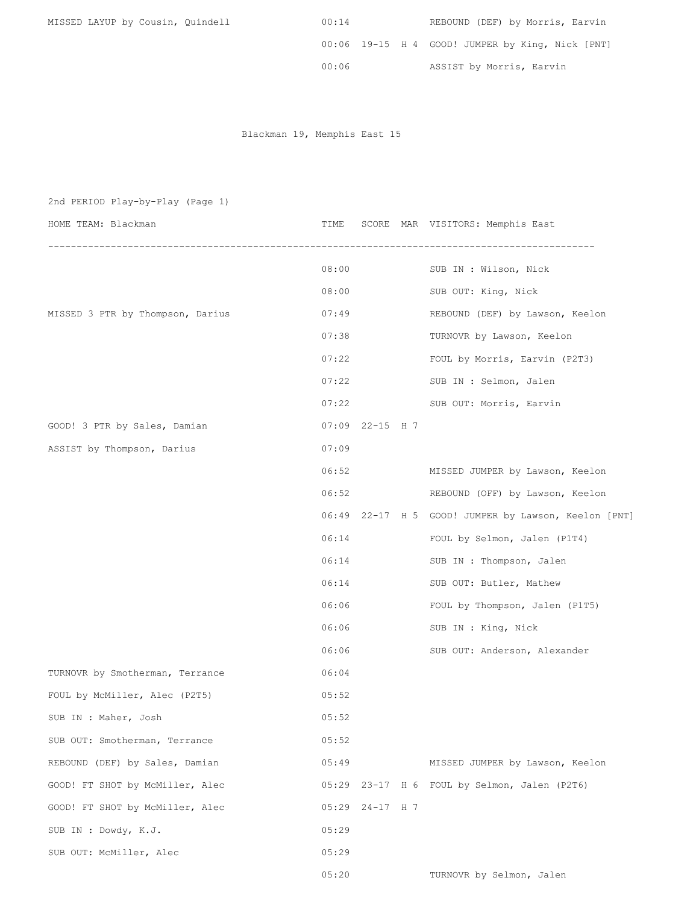| HOME TEAM: Blackman | TIME | SCORE | MAR | VISITORS: Memphis East |
|---|---|---|---|---|
| MISSED LAYUP by Cousin, Quindell | 00:14 | | | REBOUND (DEF) by Morris, Earvin |
| | 00:06 | 19-15 | H 4 | GOOD! JUMPER by King, Nick [PNT] |
| | 00:06 | | | ASSIST by Morris, Earvin |

Blackman 19, Memphis East 15

## 2nd PERIOD Play-by-Play (Page 1)

| HOME TEAM: Blackman | TIME | SCORE | MAR | VISITORS: Memphis East |
|---|---|---|---|---|
| | 08:00 | | | SUB IN : Wilson, Nick |
| | 08:00 | | | SUB OUT: King, Nick |
| MISSED 3 PTR by Thompson, Darius | 07:49 | | | REBOUND (DEF) by Lawson, Keelon |
| | 07:38 | | | TURNOVR by Lawson, Keelon |
| | 07:22 | | | FOUL by Morris, Earvin (P2T3) |
| | 07:22 | | | SUB IN : Selmon, Jalen |
| | 07:22 | | | SUB OUT: Morris, Earvin |
| GOOD! 3 PTR by Sales, Damian | 07:09 | 22-15 | H 7 | |
| ASSIST by Thompson, Darius | 07:09 | | | |
| | 06:52 | | | MISSED JUMPER by Lawson, Keelon |
| | 06:52 | | | REBOUND (OFF) by Lawson, Keelon |
| | 06:49 | 22-17 | H 5 | GOOD! JUMPER by Lawson, Keelon [PNT] |
| | 06:14 | | | FOUL by Selmon, Jalen (P1T4) |
| | 06:14 | | | SUB IN : Thompson, Jalen |
| | 06:14 | | | SUB OUT: Butler, Mathew |
| | 06:06 | | | FOUL by Thompson, Jalen (P1T5) |
| | 06:06 | | | SUB IN : King, Nick |
| | 06:06 | | | SUB OUT: Anderson, Alexander |
| TURNOVR by Smotherman, Terrance | 06:04 | | | |
| FOUL by McMiller, Alec (P2T5) | 05:52 | | | |
| SUB IN : Maher, Josh | 05:52 | | | |
| SUB OUT: Smotherman, Terrance | 05:52 | | | |
| REBOUND (DEF) by Sales, Damian | 05:49 | | | MISSED JUMPER by Lawson, Keelon |
| GOOD! FT SHOT by McMiller, Alec | 05:29 | 23-17 | H 6 | FOUL by Selmon, Jalen (P2T6) |
| GOOD! FT SHOT by McMiller, Alec | 05:29 | 24-17 | H 7 | |
| SUB IN : Dowdy, K.J. | 05:29 | | | |
| SUB OUT: McMiller, Alec | 05:29 | | | |
| | 05:20 | | | TURNOVR by Selmon, Jalen |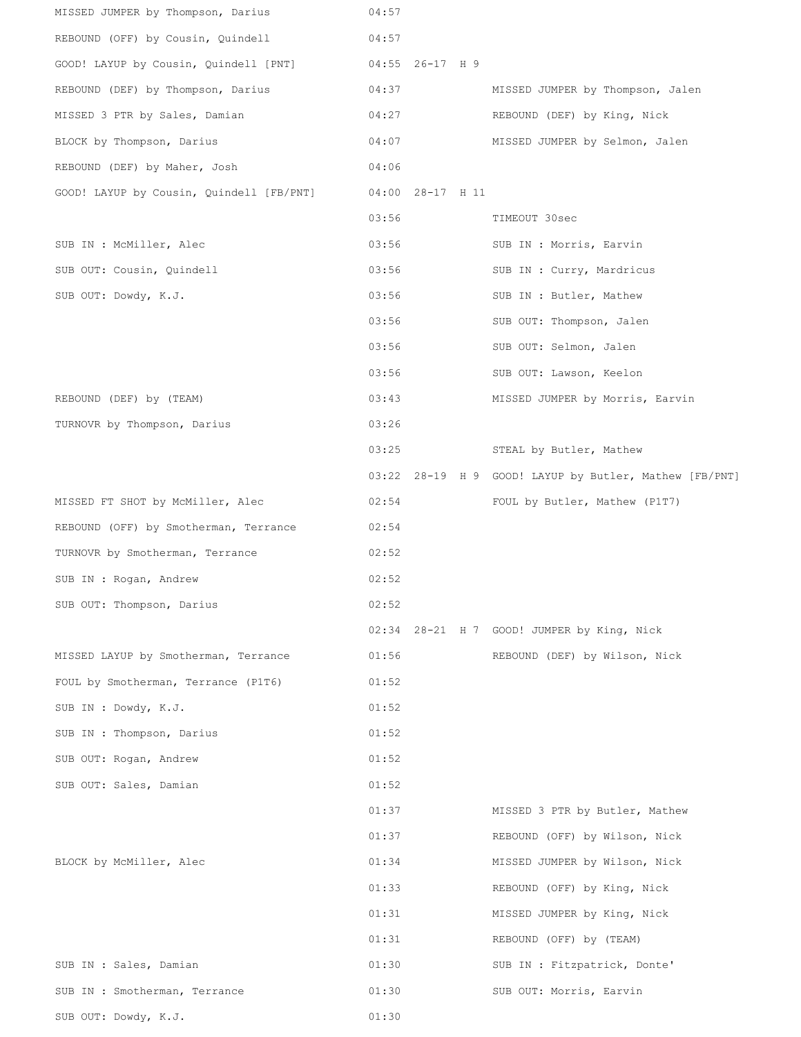| Home | Time | Score | Margin | Visitor |
|---|---|---|---|---|
| MISSED JUMPER by Thompson, Darius | 04:57 | | | |
| REBOUND (OFF) by Cousin, Quindell | 04:57 | | | |
| GOOD! LAYUP by Cousin, Quindell [PNT] | 04:55 | 26-17 | H 9 | |
| REBOUND (DEF) by Thompson, Darius | 04:37 | | | MISSED JUMPER by Thompson, Jalen |
| MISSED 3 PTR by Sales, Damian | 04:27 | | | REBOUND (DEF) by King, Nick |
| BLOCK by Thompson, Darius | 04:07 | | | MISSED JUMPER by Selmon, Jalen |
| REBOUND (DEF) by Maher, Josh | 04:06 | | | |
| GOOD! LAYUP by Cousin, Quindell [FB/PNT] | 04:00 | 28-17 | H 11 | |
| | 03:56 | | | TIMEOUT 30sec |
| SUB IN : McMiller, Alec | 03:56 | | | SUB IN : Morris, Earvin |
| SUB OUT: Cousin, Quindell | 03:56 | | | SUB IN : Curry, Mardricus |
| SUB OUT: Dowdy, K.J. | 03:56 | | | SUB IN : Butler, Mathew |
| | 03:56 | | | SUB OUT: Thompson, Jalen |
| | 03:56 | | | SUB OUT: Selmon, Jalen |
| | 03:56 | | | SUB OUT: Lawson, Keelon |
| REBOUND (DEF) by (TEAM) | 03:43 | | | MISSED JUMPER by Morris, Earvin |
| TURNOVR by Thompson, Darius | 03:26 | | | |
| | 03:25 | | | STEAL by Butler, Mathew |
| | 03:22 | 28-19 | H 9 | GOOD! LAYUP by Butler, Mathew [FB/PNT] |
| MISSED FT SHOT by McMiller, Alec | 02:54 | | | FOUL by Butler, Mathew (P1T7) |
| REBOUND (OFF) by Smotherman, Terrance | 02:54 | | | |
| TURNOVR by Smotherman, Terrance | 02:52 | | | |
| SUB IN : Rogan, Andrew | 02:52 | | | |
| SUB OUT: Thompson, Darius | 02:52 | | | |
| | 02:34 | 28-21 | H 7 | GOOD! JUMPER by King, Nick |
| MISSED LAYUP by Smotherman, Terrance | 01:56 | | | REBOUND (DEF) by Wilson, Nick |
| FOUL by Smotherman, Terrance (P1T6) | 01:52 | | | |
| SUB IN : Dowdy, K.J. | 01:52 | | | |
| SUB IN : Thompson, Darius | 01:52 | | | |
| SUB OUT: Rogan, Andrew | 01:52 | | | |
| SUB OUT: Sales, Damian | 01:52 | | | |
| | 01:37 | | | MISSED 3 PTR by Butler, Mathew |
| | 01:37 | | | REBOUND (OFF) by Wilson, Nick |
| BLOCK by McMiller, Alec | 01:34 | | | MISSED JUMPER by Wilson, Nick |
| | 01:33 | | | REBOUND (OFF) by King, Nick |
| | 01:31 | | | MISSED JUMPER by King, Nick |
| | 01:31 | | | REBOUND (OFF) by (TEAM) |
| SUB IN : Sales, Damian | 01:30 | | | SUB IN : Fitzpatrick, Donte' |
| SUB IN : Smotherman, Terrance | 01:30 | | | SUB OUT: Morris, Earvin |
| SUB OUT: Dowdy, K.J. | 01:30 | | | |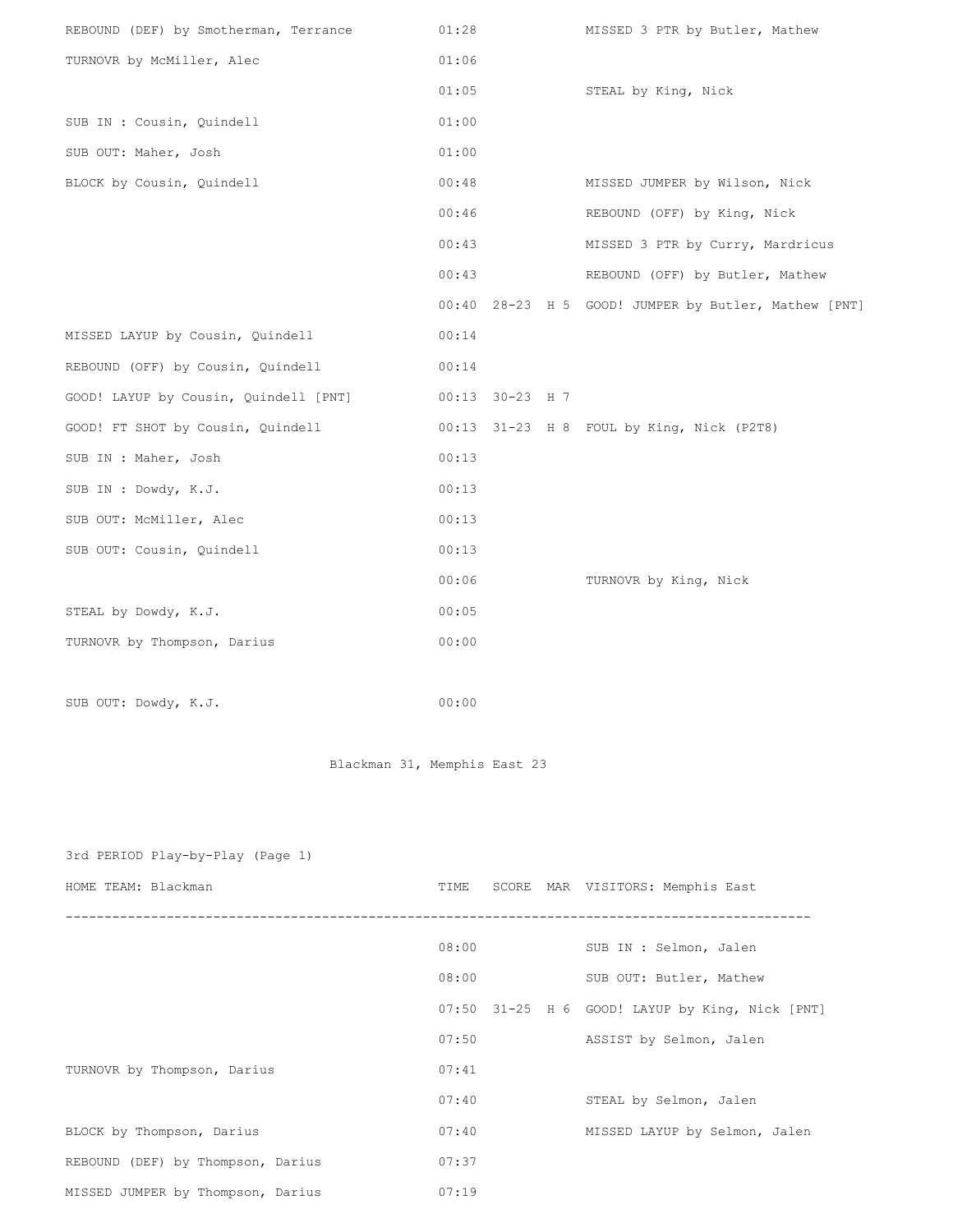| | TIME | SCORE | MAR | |
|---|---|---|---|---|
| REBOUND (DEF) by Smotherman, Terrance | 01:28 | | | MISSED 3 PTR by Butler, Mathew |
| TURNOVR by McMiller, Alec | 01:06 | | | |
| | 01:05 | | | STEAL by King, Nick |
| SUB IN : Cousin, Quindell | 01:00 | | | |
| SUB OUT: Maher, Josh | 01:00 | | | |
| BLOCK by Cousin, Quindell | 00:48 | | | MISSED JUMPER by Wilson, Nick |
| | 00:46 | | | REBOUND (OFF) by King, Nick |
| | 00:43 | | | MISSED 3 PTR by Curry, Mardricus |
| | 00:43 | | | REBOUND (OFF) by Butler, Mathew |
| | 00:40 | 28-23 | H 5 | GOOD! JUMPER by Butler, Mathew [PNT] |
| MISSED LAYUP by Cousin, Quindell | 00:14 | | | |
| REBOUND (OFF) by Cousin, Quindell | 00:14 | | | |
| GOOD! LAYUP by Cousin, Quindell [PNT] | 00:13 | 30-23 | H 7 | |
| GOOD! FT SHOT by Cousin, Quindell | 00:13 | 31-23 | H 8 | FOUL by King, Nick (P2T8) |
| SUB IN : Maher, Josh | 00:13 | | | |
| SUB IN : Dowdy, K.J. | 00:13 | | | |
| SUB OUT: McMiller, Alec | 00:13 | | | |
| SUB OUT: Cousin, Quindell | 00:13 | | | |
| | 00:06 | | | TURNOVR by King, Nick |
| STEAL by Dowdy, K.J. | 00:05 | | | |
| TURNOVR by Thompson, Darius | 00:00 | | | |
| SUB OUT: Dowdy, K.J. | 00:00 | | | |

Blackman 31, Memphis East 23

3rd PERIOD Play-by-Play (Page 1)

| HOME TEAM: Blackman | TIME | SCORE | MAR | VISITORS: Memphis East |
|---|---|---|---|---|
| | 08:00 | | | SUB IN : Selmon, Jalen |
| | 08:00 | | | SUB OUT: Butler, Mathew |
| | 07:50 | 31-25 | H 6 | GOOD! LAYUP by King, Nick [PNT] |
| | 07:50 | | | ASSIST by Selmon, Jalen |
| TURNOVR by Thompson, Darius | 07:41 | | | |
| | 07:40 | | | STEAL by Selmon, Jalen |
| BLOCK by Thompson, Darius | 07:40 | | | MISSED LAYUP by Selmon, Jalen |
| REBOUND (DEF) by Thompson, Darius | 07:37 | | | |
| MISSED JUMPER by Thompson, Darius | 07:19 | | | |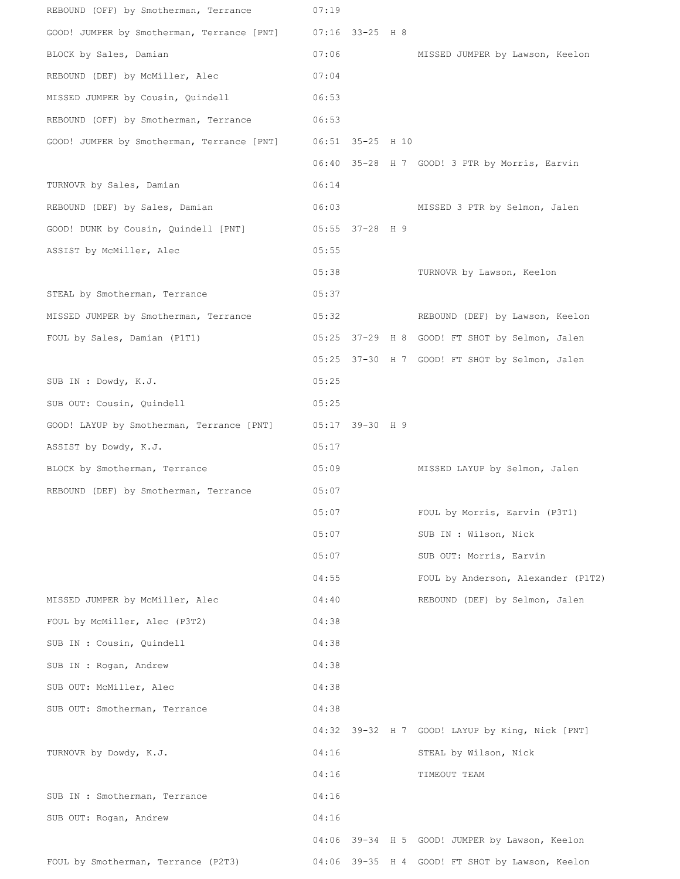| Home | Time | Score | Margin | Visitor |
|---|---|---|---|---|
| REBOUND (OFF) by Smotherman, Terrance | 07:19 | | | |
| GOOD! JUMPER by Smotherman, Terrance [PNT] | 07:16 | 33-25 | H 8 | |
| BLOCK by Sales, Damian | 07:06 | | | MISSED JUMPER by Lawson, Keelon |
| REBOUND (DEF) by McMiller, Alec | 07:04 | | | |
| MISSED JUMPER by Cousin, Quindell | 06:53 | | | |
| REBOUND (OFF) by Smotherman, Terrance | 06:53 | | | |
| GOOD! JUMPER by Smotherman, Terrance [PNT] | 06:51 | 35-25 | H 10 | |
| | 06:40 | 35-28 | H 7 | GOOD! 3 PTR by Morris, Earvin |
| TURNOVR by Sales, Damian | 06:14 | | | |
| REBOUND (DEF) by Sales, Damian | 06:03 | | | MISSED 3 PTR by Selmon, Jalen |
| GOOD! DUNK by Cousin, Quindell [PNT] | 05:55 | 37-28 | H 9 | |
| ASSIST by McMiller, Alec | 05:55 | | | |
| | 05:38 | | | TURNOVR by Lawson, Keelon |
| STEAL by Smotherman, Terrance | 05:37 | | | |
| MISSED JUMPER by Smotherman, Terrance | 05:32 | | | REBOUND (DEF) by Lawson, Keelon |
| FOUL by Sales, Damian (P1T1) | 05:25 | 37-29 | H 8 | GOOD! FT SHOT by Selmon, Jalen |
| | 05:25 | 37-30 | H 7 | GOOD! FT SHOT by Selmon, Jalen |
| SUB IN : Dowdy, K.J. | 05:25 | | | |
| SUB OUT: Cousin, Quindell | 05:25 | | | |
| GOOD! LAYUP by Smotherman, Terrance [PNT] | 05:17 | 39-30 | H 9 | |
| ASSIST by Dowdy, K.J. | 05:17 | | | |
| BLOCK by Smotherman, Terrance | 05:09 | | | MISSED LAYUP by Selmon, Jalen |
| REBOUND (DEF) by Smotherman, Terrance | 05:07 | | | |
| | 05:07 | | | FOUL by Morris, Earvin (P3T1) |
| | 05:07 | | | SUB IN : Wilson, Nick |
| | 05:07 | | | SUB OUT: Morris, Earvin |
| | 04:55 | | | FOUL by Anderson, Alexander (P1T2) |
| MISSED JUMPER by McMiller, Alec | 04:40 | | | REBOUND (DEF) by Selmon, Jalen |
| FOUL by McMiller, Alec (P3T2) | 04:38 | | | |
| SUB IN : Cousin, Quindell | 04:38 | | | |
| SUB IN : Rogan, Andrew | 04:38 | | | |
| SUB OUT: McMiller, Alec | 04:38 | | | |
| SUB OUT: Smotherman, Terrance | 04:38 | | | |
| | 04:32 | 39-32 | H 7 | GOOD! LAYUP by King, Nick [PNT] |
| TURNOVR by Dowdy, K.J. | 04:16 | | | STEAL by Wilson, Nick |
| | 04:16 | | | TIMEOUT TEAM |
| SUB IN : Smotherman, Terrance | 04:16 | | | |
| SUB OUT: Rogan, Andrew | 04:16 | | | |
| | 04:06 | 39-34 | H 5 | GOOD! JUMPER by Lawson, Keelon |
| FOUL by Smotherman, Terrance (P2T3) | 04:06 | 39-35 | H 4 | GOOD! FT SHOT by Lawson, Keelon |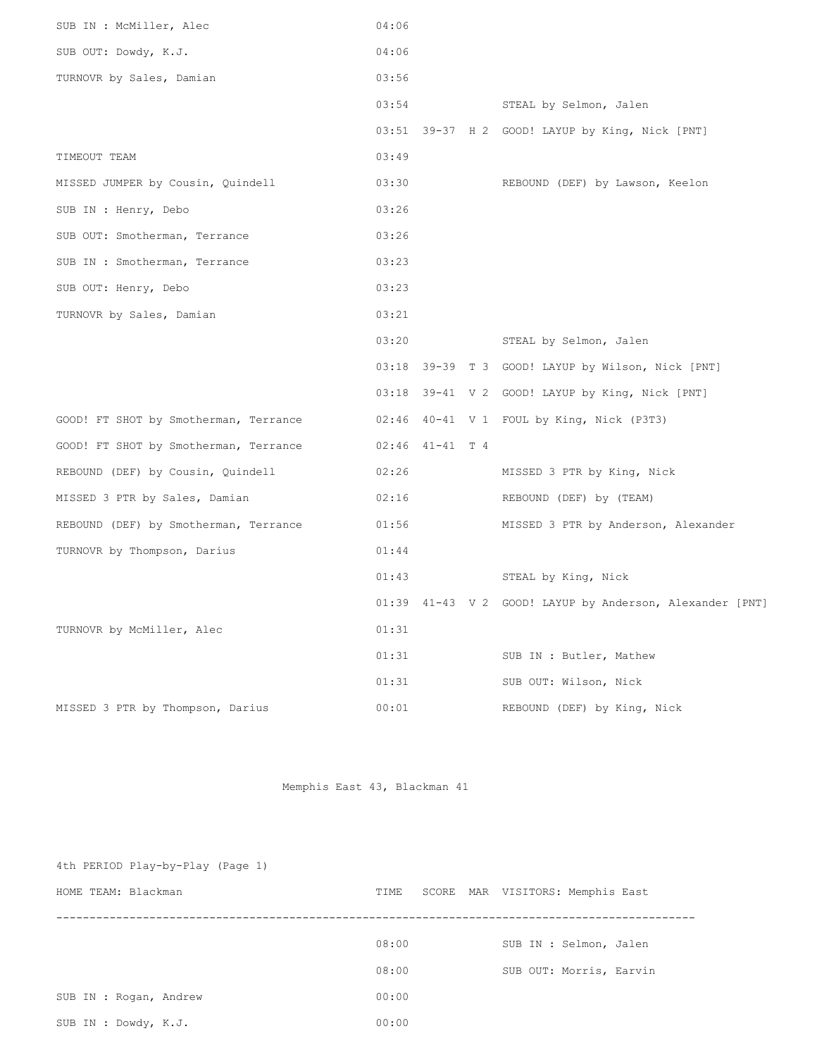| HOME TEAM: Blackman | TIME | SCORE | MAR | VISITORS: Memphis East |
|---|---|---|---|---|
| SUB IN : McMiller, Alec | 04:06 | | | |
| SUB OUT: Dowdy, K.J. | 04:06 | | | |
| TURNOVR by Sales, Damian | 03:56 | | | |
| | 03:54 | | | STEAL by Selmon, Jalen |
| | 03:51 | 39-37 | H 2 | GOOD! LAYUP by King, Nick [PNT] |
| TIMEOUT TEAM | 03:49 | | | |
| MISSED JUMPER by Cousin, Quindell | 03:30 | | | REBOUND (DEF) by Lawson, Keelon |
| SUB IN : Henry, Debo | 03:26 | | | |
| SUB OUT: Smotherman, Terrance | 03:26 | | | |
| SUB IN : Smotherman, Terrance | 03:23 | | | |
| SUB OUT: Henry, Debo | 03:23 | | | |
| TURNOVR by Sales, Damian | 03:21 | | | |
| | 03:20 | | | STEAL by Selmon, Jalen |
| | 03:18 | 39-39 | T 3 | GOOD! LAYUP by Wilson, Nick [PNT] |
| | 03:18 | 39-41 | V 2 | GOOD! LAYUP by King, Nick [PNT] |
| GOOD! FT SHOT by Smotherman, Terrance | 02:46 | 40-41 | V 1 | FOUL by King, Nick (P3T3) |
| GOOD! FT SHOT by Smotherman, Terrance | 02:46 | 41-41 | T 4 | |
| REBOUND (DEF) by Cousin, Quindell | 02:26 | | | MISSED 3 PTR by King, Nick |
| MISSED 3 PTR by Sales, Damian | 02:16 | | | REBOUND (DEF) by (TEAM) |
| REBOUND (DEF) by Smotherman, Terrance | 01:56 | | | MISSED 3 PTR by Anderson, Alexander |
| TURNOVR by Thompson, Darius | 01:44 | | | |
| | 01:43 | | | STEAL by King, Nick |
| | 01:39 | 41-43 | V 2 | GOOD! LAYUP by Anderson, Alexander [PNT] |
| TURNOVR by McMiller, Alec | 01:31 | | | |
| | 01:31 | | | SUB IN : Butler, Mathew |
| | 01:31 | | | SUB OUT: Wilson, Nick |
| MISSED 3 PTR by Thompson, Darius | 00:01 | | | REBOUND (DEF) by King, Nick |

Memphis East 43, Blackman 41

4th PERIOD Play-by-Play (Page 1)

| HOME TEAM: Blackman | TIME | SCORE | MAR | VISITORS: Memphis East |
|---|---|---|---|---|
| | 08:00 | | | SUB IN : Selmon, Jalen |
| | 08:00 | | | SUB OUT: Morris, Earvin |
| SUB IN : Rogan, Andrew | 00:00 | | | |
| SUB IN : Dowdy, K.J. | 00:00 | | | |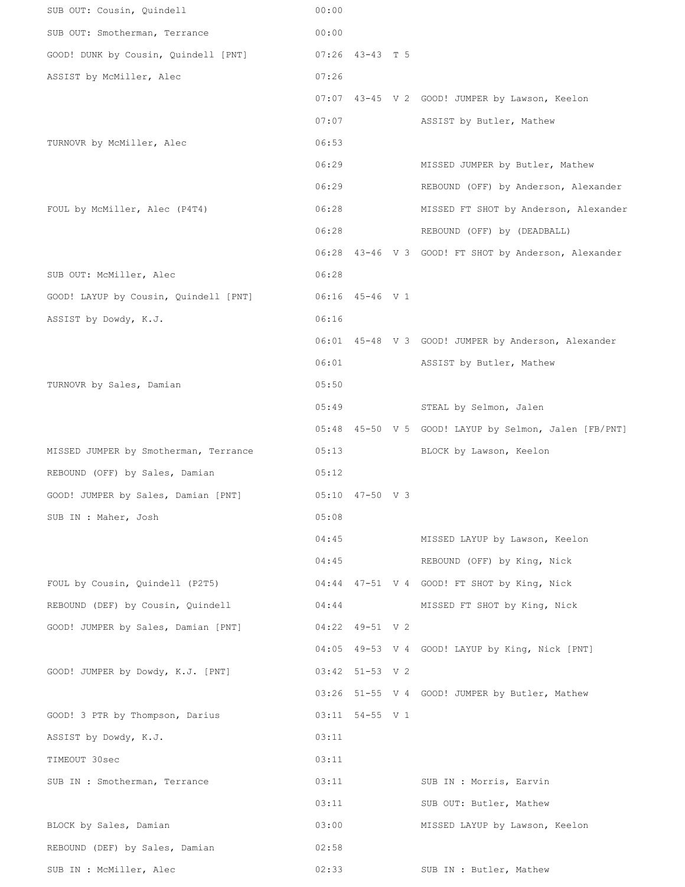| Home | Time | Score | Margin | Visitor |
|---|---|---|---|---|
| SUB OUT: Cousin, Quindell | 00:00 | | | |
| SUB OUT: Smotherman, Terrance | 00:00 | | | |
| GOOD! DUNK by Cousin, Quindell [PNT] | 07:26 | 43-43 | T 5 | |
| ASSIST by McMiller, Alec | 07:26 | | | |
| | 07:07 | 43-45 | V 2 | GOOD! JUMPER by Lawson, Keelon |
| | 07:07 | | | ASSIST by Butler, Mathew |
| TURNOVR by McMiller, Alec | 06:53 | | | |
| | 06:29 | | | MISSED JUMPER by Butler, Mathew |
| | 06:29 | | | REBOUND (OFF) by Anderson, Alexander |
| FOUL by McMiller, Alec (P4T4) | 06:28 | | | MISSED FT SHOT by Anderson, Alexander |
| | 06:28 | | | REBOUND (OFF) by (DEADBALL) |
| | 06:28 | 43-46 | V 3 | GOOD! FT SHOT by Anderson, Alexander |
| SUB OUT: McMiller, Alec | 06:28 | | | |
| GOOD! LAYUP by Cousin, Quindell [PNT] | 06:16 | 45-46 | V 1 | |
| ASSIST by Dowdy, K.J. | 06:16 | | | |
| | 06:01 | 45-48 | V 3 | GOOD! JUMPER by Anderson, Alexander |
| | 06:01 | | | ASSIST by Butler, Mathew |
| TURNOVR by Sales, Damian | 05:50 | | | |
| | 05:49 | | | STEAL by Selmon, Jalen |
| | 05:48 | 45-50 | V 5 | GOOD! LAYUP by Selmon, Jalen [FB/PNT] |
| MISSED JUMPER by Smotherman, Terrance | 05:13 | | | BLOCK by Lawson, Keelon |
| REBOUND (OFF) by Sales, Damian | 05:12 | | | |
| GOOD! JUMPER by Sales, Damian [PNT] | 05:10 | 47-50 | V 3 | |
| SUB IN : Maher, Josh | 05:08 | | | |
| | 04:45 | | | MISSED LAYUP by Lawson, Keelon |
| | 04:45 | | | REBOUND (OFF) by King, Nick |
| FOUL by Cousin, Quindell (P2T5) | 04:44 | 47-51 | V 4 | GOOD! FT SHOT by King, Nick |
| REBOUND (DEF) by Cousin, Quindell | 04:44 | | | MISSED FT SHOT by King, Nick |
| GOOD! JUMPER by Sales, Damian [PNT] | 04:22 | 49-51 | V 2 | |
| | 04:05 | 49-53 | V 4 | GOOD! LAYUP by King, Nick [PNT] |
| GOOD! JUMPER by Dowdy, K.J. [PNT] | 03:42 | 51-53 | V 2 | |
| | 03:26 | 51-55 | V 4 | GOOD! JUMPER by Butler, Mathew |
| GOOD! 3 PTR by Thompson, Darius | 03:11 | 54-55 | V 1 | |
| ASSIST by Dowdy, K.J. | 03:11 | | | |
| TIMEOUT 30sec | 03:11 | | | |
| SUB IN : Smotherman, Terrance | 03:11 | | | SUB IN : Morris, Earvin |
| | 03:11 | | | SUB OUT: Butler, Mathew |
| BLOCK by Sales, Damian | 03:00 | | | MISSED LAYUP by Lawson, Keelon |
| REBOUND (DEF) by Sales, Damian | 02:58 | | | |
| SUB IN : McMiller, Alec | 02:33 | | | SUB IN : Butler, Mathew |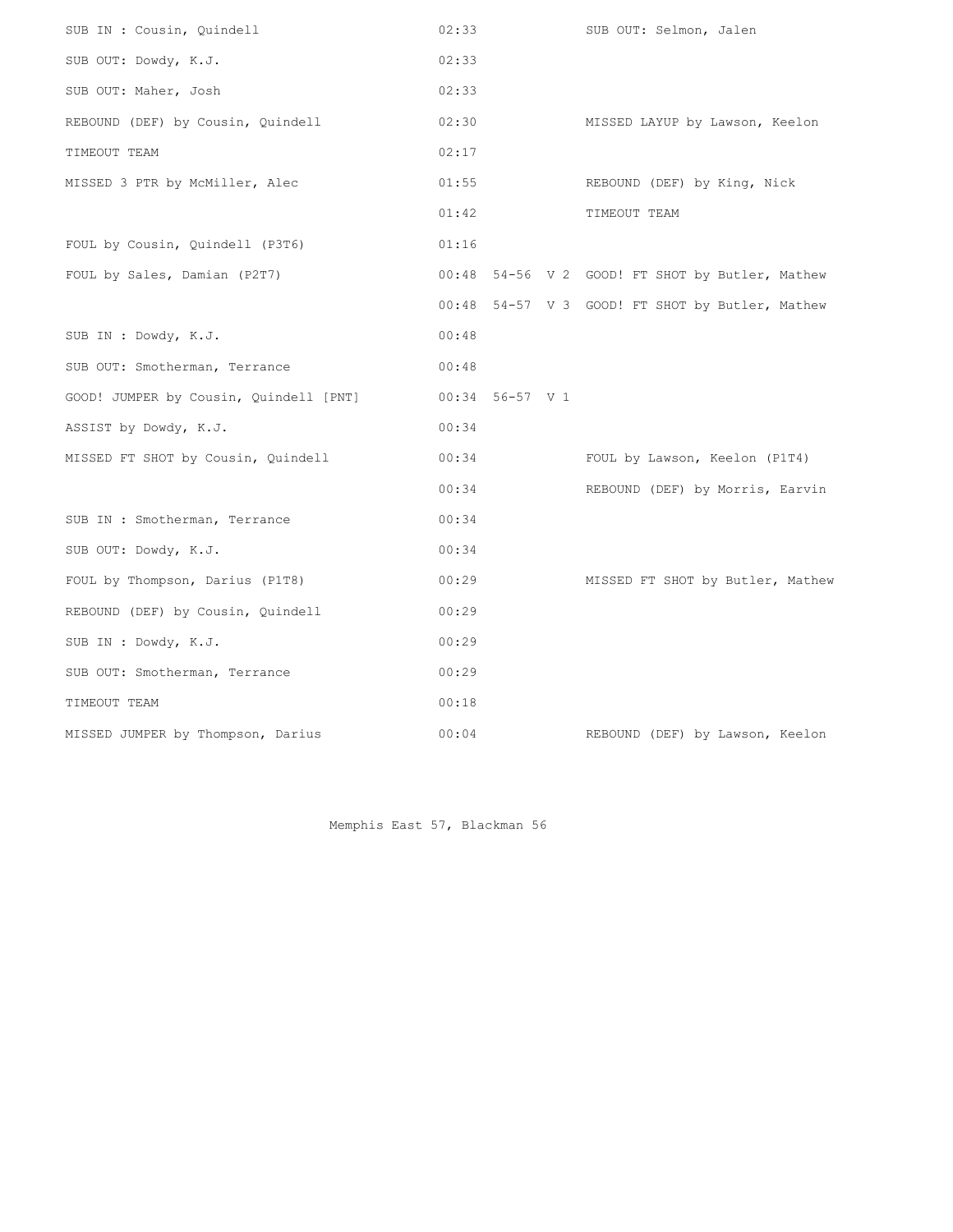| | | | |
|---|---|---|---|
| SUB IN : Cousin, Quindell | 02:33 | | SUB OUT: Selmon, Jalen |
| SUB OUT: Dowdy, K.J. | 02:33 | | |
| SUB OUT: Maher, Josh | 02:33 | | |
| REBOUND (DEF) by Cousin, Quindell | 02:30 | | MISSED LAYUP by Lawson, Keelon |
| TIMEOUT TEAM | 02:17 | | |
| MISSED 3 PTR by McMiller, Alec | 01:55 | | REBOUND (DEF) by King, Nick |
| | 01:42 | | TIMEOUT TEAM |
| FOUL by Cousin, Quindell (P3T6) | 01:16 | | |
| FOUL by Sales, Damian (P2T7) | 00:48 | 54-56 V 2 | GOOD! FT SHOT by Butler, Mathew |
| | 00:48 | 54-57 V 3 | GOOD! FT SHOT by Butler, Mathew |
| SUB IN : Dowdy, K.J. | 00:48 | | |
| SUB OUT: Smotherman, Terrance | 00:48 | | |
| GOOD! JUMPER by Cousin, Quindell [PNT] | 00:34 | 56-57 V 1 | |
| ASSIST by Dowdy, K.J. | 00:34 | | |
| MISSED FT SHOT by Cousin, Quindell | 00:34 | | FOUL by Lawson, Keelon (P1T4) |
| | 00:34 | | REBOUND (DEF) by Morris, Earvin |
| SUB IN : Smotherman, Terrance | 00:34 | | |
| SUB OUT: Dowdy, K.J. | 00:34 | | |
| FOUL by Thompson, Darius (P1T8) | 00:29 | | MISSED FT SHOT by Butler, Mathew |
| REBOUND (DEF) by Cousin, Quindell | 00:29 | | |
| SUB IN : Dowdy, K.J. | 00:29 | | |
| SUB OUT: Smotherman, Terrance | 00:29 | | |
| TIMEOUT TEAM | 00:18 | | |
| MISSED JUMPER by Thompson, Darius | 00:04 | | REBOUND (DEF) by Lawson, Keelon |

Memphis East 57, Blackman 56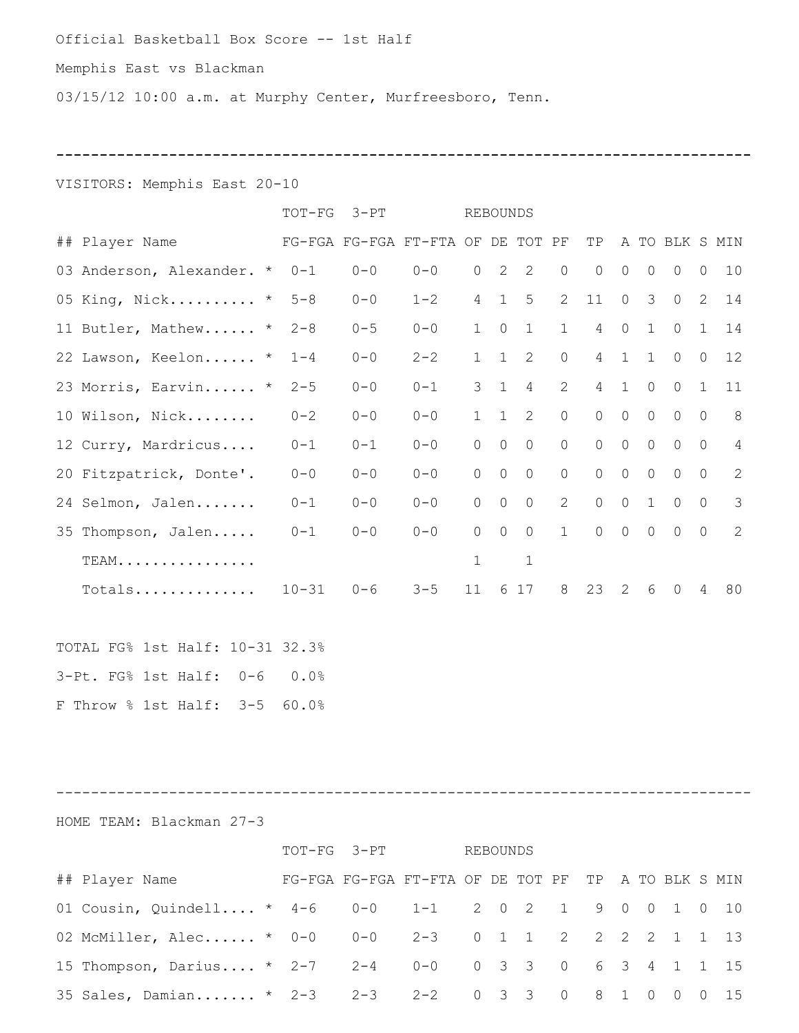Official Basketball Box Score -- 1st Half

Memphis East vs Blackman

03/15/12 10:00 a.m. at Murphy Center, Murfreesboro, Tenn.

---

VISITORS: Memphis East 20-10

| ## | Player Name | | TOT-FG FG-FGA | 3-PT FG-FGA | FT-FTA | REBOUNDS OF | DE | TOT | PF | TP | A | TO | BLK | S | MIN |
|---|---|---|---|---|---|---|---|---|---|---|---|---|---|---|---|
| 03 | Anderson, Alexander. | * | 0-1 | 0-0 | 0-0 | 0 | 2 | 2 | 0 | 0 | 0 | 0 | 0 | 0 | 10 |
| 05 | King, Nick.......... | * | 5-8 | 0-0 | 1-2 | 4 | 1 | 5 | 2 | 11 | 0 | 3 | 0 | 2 | 14 |
| 11 | Butler, Mathew...... | * | 2-8 | 0-5 | 0-0 | 1 | 0 | 1 | 1 | 4 | 0 | 1 | 0 | 1 | 14 |
| 22 | Lawson, Keelon...... | * | 1-4 | 0-0 | 2-2 | 1 | 1 | 2 | 0 | 4 | 1 | 1 | 0 | 0 | 12 |
| 23 | Morris, Earvin...... | * | 2-5 | 0-0 | 0-1 | 3 | 1 | 4 | 2 | 4 | 1 | 0 | 0 | 1 | 11 |
| 10 | Wilson, Nick........ | | 0-2 | 0-0 | 0-0 | 1 | 1 | 2 | 0 | 0 | 0 | 0 | 0 | 0 | 8 |
| 12 | Curry, Mardricus.... | | 0-1 | 0-1 | 0-0 | 0 | 0 | 0 | 0 | 0 | 0 | 0 | 0 | 0 | 4 |
| 20 | Fitzpatrick, Donte'. | | 0-0 | 0-0 | 0-0 | 0 | 0 | 0 | 0 | 0 | 0 | 0 | 0 | 0 | 2 |
| 24 | Selmon, Jalen....... | | 0-1 | 0-0 | 0-0 | 0 | 0 | 0 | 2 | 0 | 0 | 1 | 0 | 0 | 3 |
| 35 | Thompson, Jalen..... | | 0-1 | 0-0 | 0-0 | 0 | 0 | 0 | 1 | 0 | 0 | 0 | 0 | 0 | 2 |
| | TEAM................ | | | | | 1 | | 1 | | | | | | | |
| | Totals.............. | | 10-31 | 0-6 | 3-5 | 11 | 6 | 17 | 8 | 23 | 2 | 6 | 0 | 4 | 80 |

TOTAL FG% 1st Half: 10-31 32.3%

3-Pt. FG% 1st Half: 0-6 0.0%

F Throw % 1st Half: 3-5 60.0%

---

HOME TEAM: Blackman 27-3

| ## | Player Name | | TOT-FG FG-FGA | 3-PT FG-FGA | FT-FTA | REBOUNDS OF | DE | TOT | PF | TP | A | TO | BLK | S | MIN |
|---|---|---|---|---|---|---|---|---|---|---|---|---|---|---|---|
| 01 | Cousin, Quindell.... | * | 4-6 | 0-0 | 1-1 | 2 | 0 | 2 | 1 | 9 | 0 | 0 | 1 | 0 | 10 |
| 02 | McMiller, Alec...... | * | 0-0 | 0-0 | 2-3 | 0 | 1 | 1 | 2 | 2 | 2 | 2 | 1 | 1 | 13 |
| 15 | Thompson, Darius.... | * | 2-7 | 2-4 | 0-0 | 0 | 3 | 3 | 0 | 6 | 3 | 4 | 1 | 1 | 15 |
| 35 | Sales, Damian....... | * | 2-3 | 2-3 | 2-2 | 0 | 3 | 3 | 0 | 8 | 1 | 0 | 0 | 0 | 15 |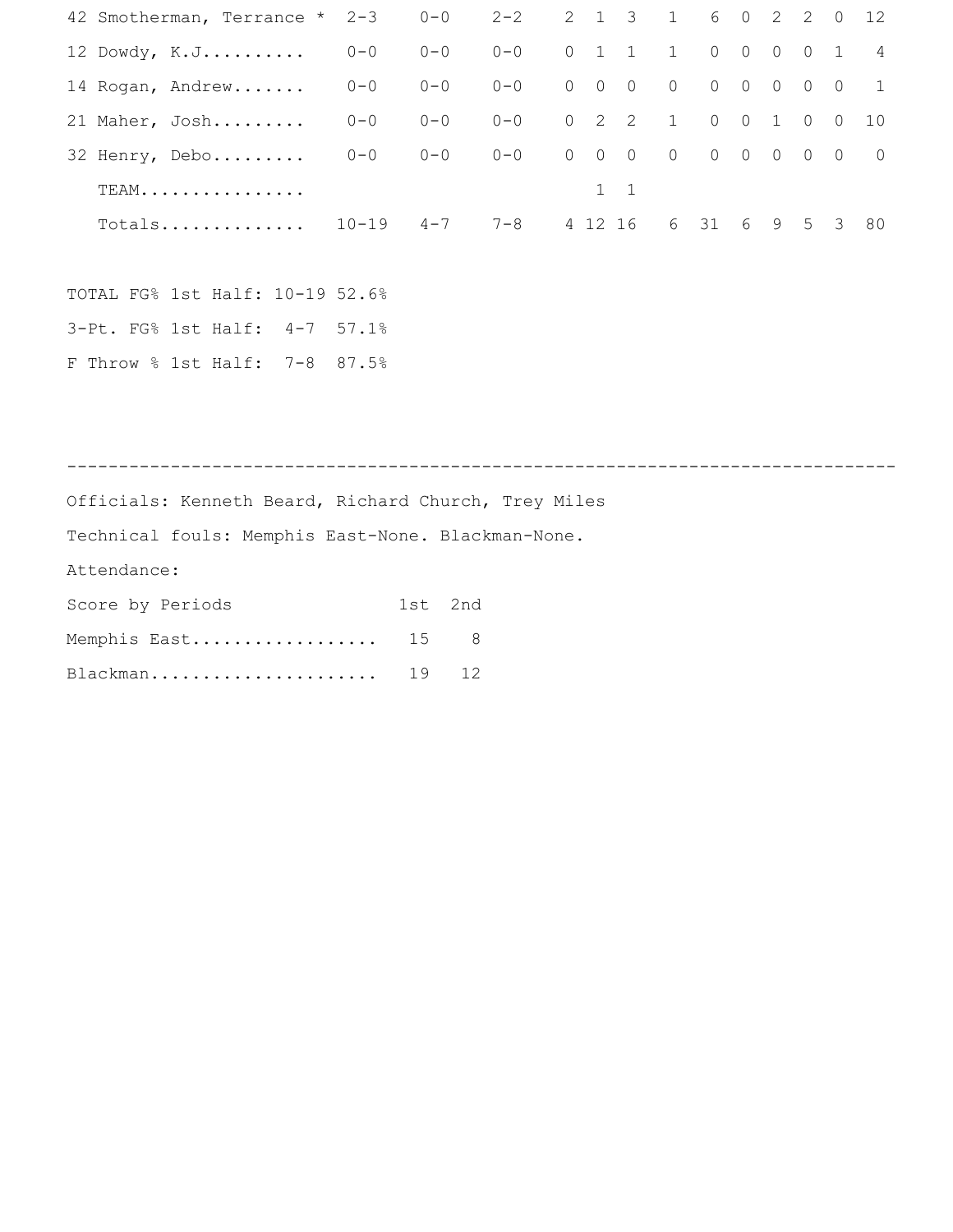| | | | | | | | | | | | | | |
|---|---|---|---|---|---|---|---|---|---|---|---|---|---|
| 42 Smotherman, Terrance * | 2-3 | 0-0 | 2-2 | 2 | 1 | 3 | 1 | 6 | 0 | 2 | 2 | 0 | 12 |
| 12 Dowdy, K.J.......... | 0-0 | 0-0 | 0-0 | 0 | 1 | 1 | 1 | 0 | 0 | 0 | 0 | 1 | 4 |
| 14 Rogan, Andrew....... | 0-0 | 0-0 | 0-0 | 0 | 0 | 0 | 0 | 0 | 0 | 0 | 0 | 0 | 1 |
| 21 Maher, Josh......... | 0-0 | 0-0 | 0-0 | 0 | 2 | 2 | 1 | 0 | 0 | 1 | 0 | 0 | 10 |
| 32 Henry, Debo......... | 0-0 | 0-0 | 0-0 | 0 | 0 | 0 | 0 | 0 | 0 | 0 | 0 | 0 | 0 |
| TEAM................ | | | | | 1 | 1 | | | | | | | |
| Totals.............. | 10-19 | 4-7 | 7-8 | 4 | 12 | 16 | 6 | 31 | 6 | 9 | 5 | 3 | 80 |

TOTAL FG% 1st Half: 10-19 52.6%

3-Pt. FG% 1st Half: 4-7 57.1%

F Throw % 1st Half: 7-8 87.5%

---

Officials: Kenneth Beard, Richard Church, Trey Miles

Technical fouls: Memphis East-None. Blackman-None.

Attendance:

| Score by Periods | 1st | 2nd |
|---|---|---|
| Memphis East.................. | 15 | 8 |
| Blackman...................... | 19 | 12 |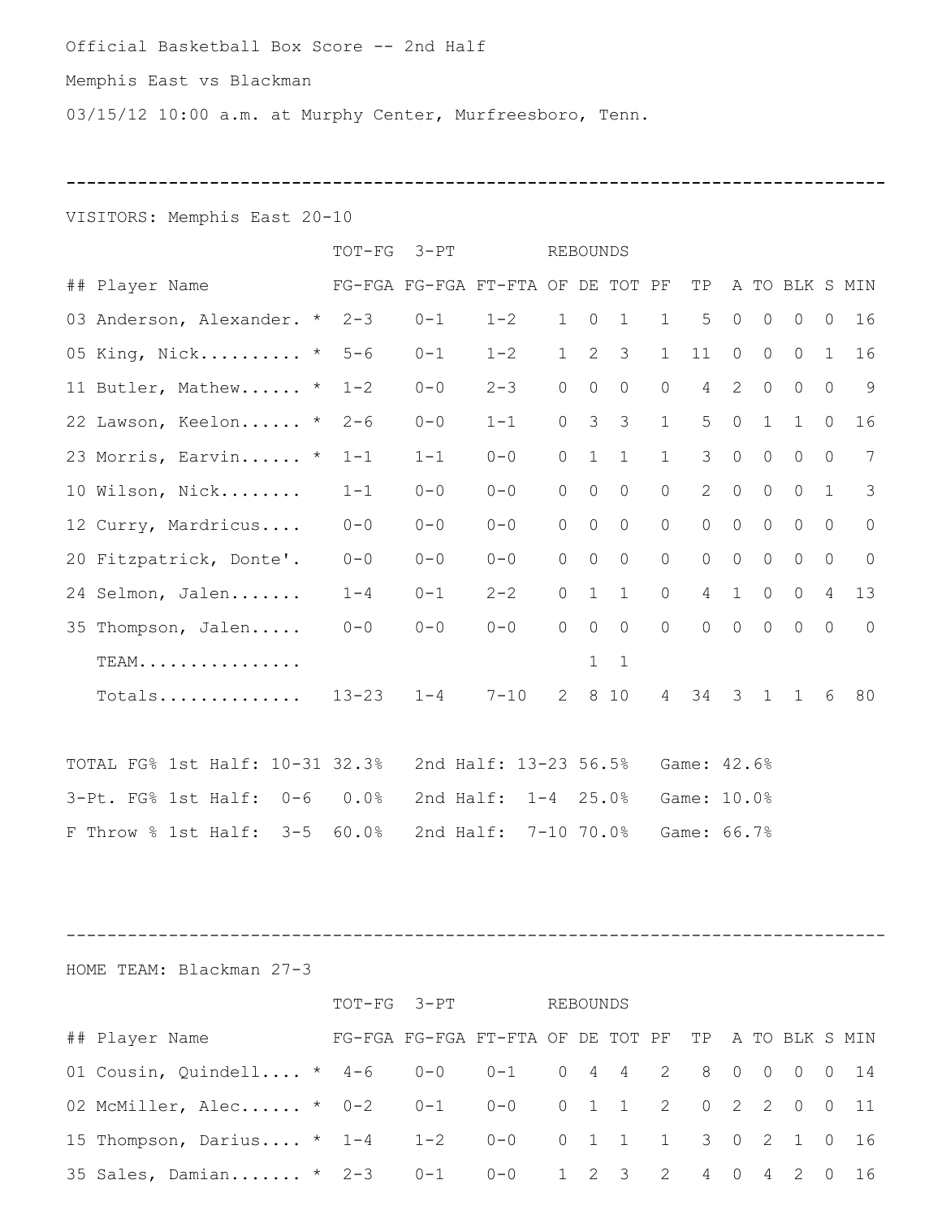Official Basketball Box Score -- 2nd Half

Memphis East vs Blackman

03/15/12 10:00 a.m. at Murphy Center, Murfreesboro, Tenn.

---

VISITORS: Memphis East 20-10

| ## | Player Name | TOT-FG FG-FGA | 3-PT FG-FGA | FT-FTA | REBOUNDS OF | DE | TOT | PF | TP | A | TO | BLK | S | MIN |
|---|---|---|---|---|---|---|---|---|---|---|---|---|---|---|
| 03 | Anderson, Alexander. * | 2-3 | 0-1 | 1-2 | 1 | 0 | 1 | 1 | 5 | 0 | 0 | 0 | 0 | 16 |
| 05 | King, Nick.......... * | 5-6 | 0-1 | 1-2 | 1 | 2 | 3 | 1 | 11 | 0 | 0 | 0 | 1 | 16 |
| 11 | Butler, Mathew...... * | 1-2 | 0-0 | 2-3 | 0 | 0 | 0 | 0 | 4 | 2 | 0 | 0 | 0 | 9 |
| 22 | Lawson, Keelon...... * | 2-6 | 0-0 | 1-1 | 0 | 3 | 3 | 1 | 5 | 0 | 1 | 1 | 0 | 16 |
| 23 | Morris, Earvin...... * | 1-1 | 1-1 | 0-0 | 0 | 1 | 1 | 1 | 3 | 0 | 0 | 0 | 0 | 7 |
| 10 | Wilson, Nick........ | 1-1 | 0-0 | 0-0 | 0 | 0 | 0 | 0 | 2 | 0 | 0 | 0 | 1 | 3 |
| 12 | Curry, Mardricus.... | 0-0 | 0-0 | 0-0 | 0 | 0 | 0 | 0 | 0 | 0 | 0 | 0 | 0 | 0 |
| 20 | Fitzpatrick, Donte'. | 0-0 | 0-0 | 0-0 | 0 | 0 | 0 | 0 | 0 | 0 | 0 | 0 | 0 | 0 |
| 24 | Selmon, Jalen....... | 1-4 | 0-1 | 2-2 | 0 | 1 | 1 | 0 | 4 | 1 | 0 | 0 | 4 | 13 |
| 35 | Thompson, Jalen..... | 0-0 | 0-0 | 0-0 | 0 | 0 | 0 | 0 | 0 | 0 | 0 | 0 | 0 | 0 |
| | TEAM................ | | | | | 1 | 1 | | | | | | | |
| | Totals.............. | 13-23 | 1-4 | 7-10 | 2 | 8 | 10 | 4 | 34 | 3 | 1 | 1 | 6 | 80 |

TOTAL FG% 1st Half: 10-31 32.3% 2nd Half: 13-23 56.5% Game: 42.6%

3-Pt. FG% 1st Half: 0-6 0.0% 2nd Half: 1-4 25.0% Game: 10.0%

F Throw % 1st Half: 3-5 60.0% 2nd Half: 7-10 70.0% Game: 66.7%

---

HOME TEAM: Blackman 27-3

| ## | Player Name | TOT-FG FG-FGA | 3-PT FG-FGA | FT-FTA | REBOUNDS OF | DE | TOT | PF | TP | A | TO | BLK | S | MIN |
|---|---|---|---|---|---|---|---|---|---|---|---|---|---|---|
| 01 | Cousin, Quindell.... * | 4-6 | 0-0 | 0-1 | 0 | 4 | 4 | 2 | 8 | 0 | 0 | 0 | 0 | 14 |
| 02 | McMiller, Alec...... * | 0-2 | 0-1 | 0-0 | 0 | 1 | 1 | 2 | 0 | 2 | 2 | 0 | 0 | 11 |
| 15 | Thompson, Darius.... * | 1-4 | 1-2 | 0-0 | 0 | 1 | 1 | 1 | 3 | 0 | 2 | 1 | 0 | 16 |
| 35 | Sales, Damian....... * | 2-3 | 0-1 | 0-0 | 1 | 2 | 3 | 2 | 4 | 0 | 4 | 2 | 0 | 16 |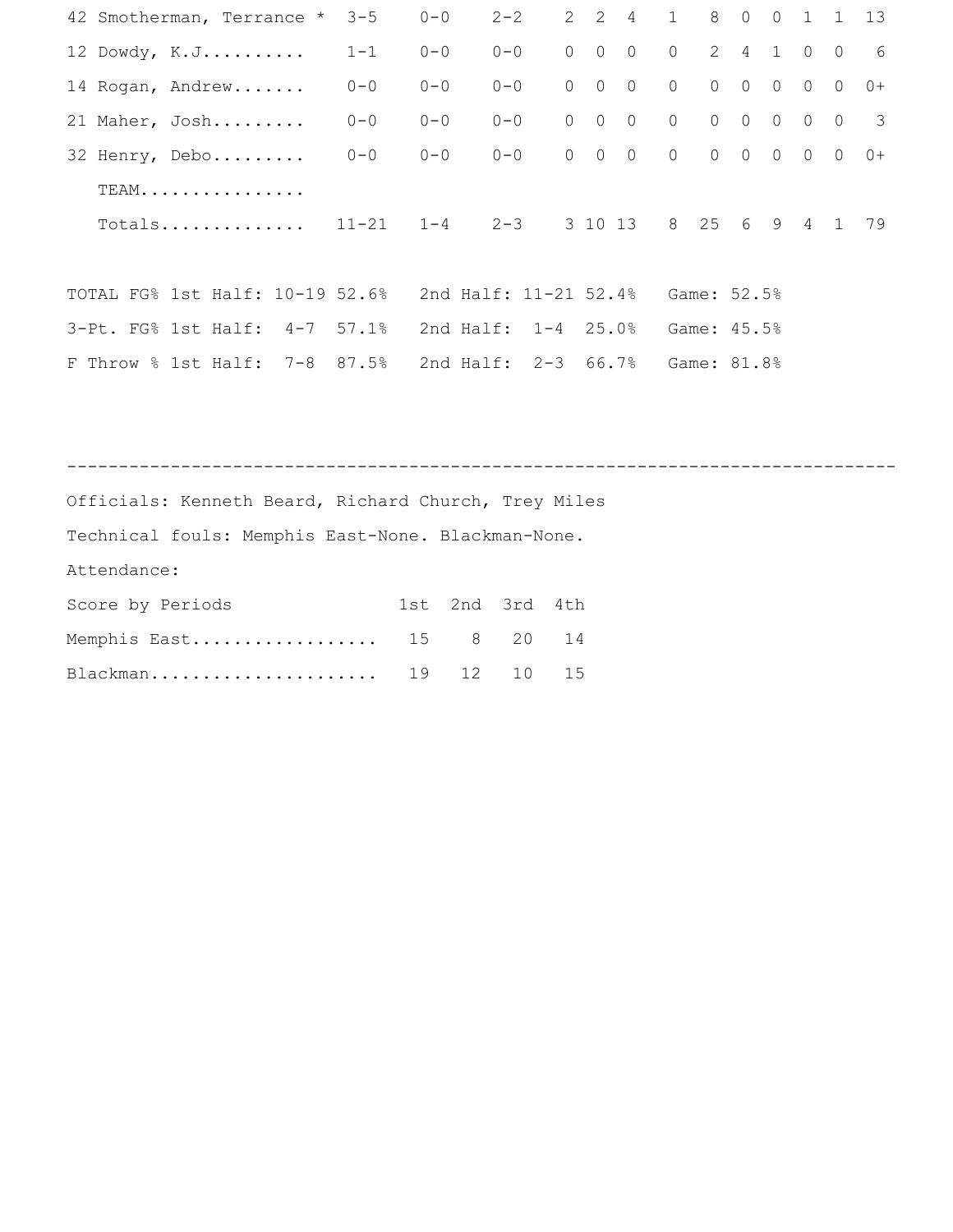| | | | | | | | | | | | | | |
|---|---|---|---|---|---|---|---|---|---|---|---|---|---|
| 42 Smotherman, Terrance * | 3-5 | 0-0 | 2-2 | 2 | 2 | 4 | 1 | 8 | 0 | 0 | 1 | 1 | 13 |
| 12 Dowdy, K.J.......... | 1-1 | 0-0 | 0-0 | 0 | 0 | 0 | 0 | 2 | 4 | 1 | 0 | 0 | 6 |
| 14 Rogan, Andrew....... | 0-0 | 0-0 | 0-0 | 0 | 0 | 0 | 0 | 0 | 0 | 0 | 0 | 0 | 0+ |
| 21 Maher, Josh......... | 0-0 | 0-0 | 0-0 | 0 | 0 | 0 | 0 | 0 | 0 | 0 | 0 | 0 | 3 |
| 32 Henry, Debo......... | 0-0 | 0-0 | 0-0 | 0 | 0 | 0 | 0 | 0 | 0 | 0 | 0 | 0 | 0+ |
| TEAM................ | | | | | | | | | | | | | |
| Totals.............. | 11-21 | 1-4 | 2-3 | 3 | 10 | 13 | 8 | 25 | 6 | 9 | 4 | 1 | 79 |

TOTAL FG% 1st Half: 10-19 52.6%   2nd Half: 11-21 52.4%   Game: 52.5%

3-Pt. FG% 1st Half: 4-7 57.1%   2nd Half: 1-4 25.0%   Game: 45.5%

F Throw % 1st Half: 7-8 87.5%   2nd Half: 2-3 66.7%   Game: 81.8%

---

Officials: Kenneth Beard, Richard Church, Trey Miles

Technical fouls: Memphis East-None. Blackman-None.

Attendance:

| Score by Periods | 1st | 2nd | 3rd | 4th |
|---|---|---|---|---|
| Memphis East.................. | 15 | 8 | 20 | 14 |
| Blackman...................... | 19 | 12 | 10 | 15 |